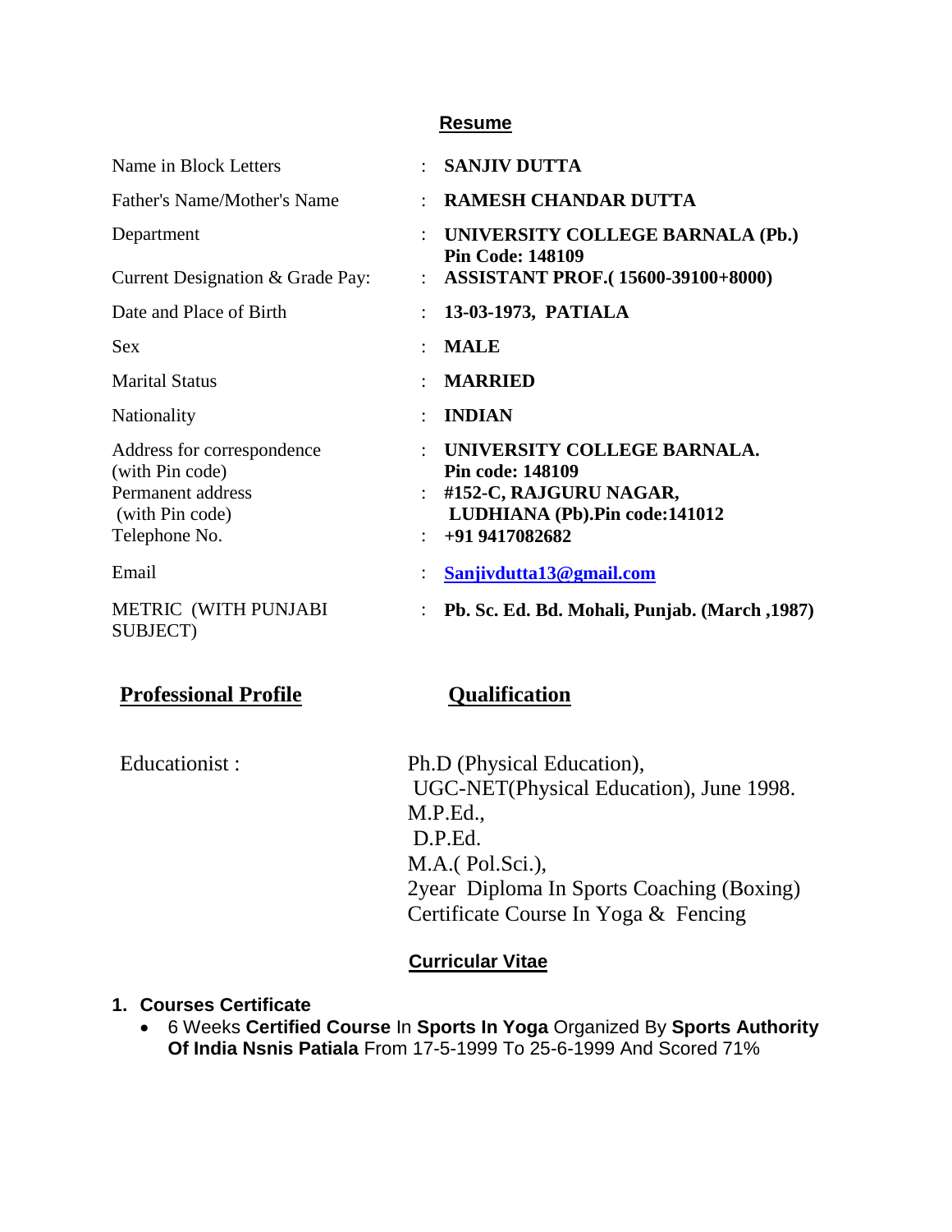## Resume

| | | |
|---|---|---|
| Name in Block Letters | : | **SANJIV DUTTA** |
| Father's Name/Mother's Name | : | **RAMESH CHANDAR DUTTA** |
| Department | : | **UNIVERSITY COLLEGE BARNALA (Pb.) Pin Code: 148109** |
| Current Designation & Grade Pay: | : | **ASSISTANT PROF.( 15600-39100+8000)** |
| Date and Place of Birth | : | **13-03-1973, PATIALA** |
| Sex | : | **MALE** |
| Marital Status | : | **MARRIED** |
| Nationality | : | **INDIAN** |
| Address for correspondence (with Pin code) | : | **UNIVERSITY COLLEGE BARNALA. Pin code: 148109** |
| Permanent address (with Pin code) | : | **#152-C, RAJGURU NAGAR, LUDHIANA (Pb).Pin code:141012** |
| Telephone No. | : | **+91 9417082682** |
| Email | : | **Sanjivdutta13@gmail.com** |
| METRIC (WITH PUNJABI SUBJECT) | : | **Pb. Sc. Ed. Bd. Mohali, Punjab. (March ,1987)** |

| **Professional Profile** | **Qualification** |
|---|---|
| Educationist : | Ph.D (Physical Education),<br>UGC-NET(Physical Education), June 1998.<br>M.P.Ed.,<br>D.P.Ed.<br>M.A.( Pol.Sci.),<br>2year Diploma In Sports Coaching (Boxing)<br>Certificate Course In Yoga & Fencing |

## Curricular Vitae

1. **Courses Certificate**
   - 6 Weeks **Certified Course** In **Sports In Yoga** Organized By **Sports Authority Of India Nsnis Patiala** From 17-5-1999 To 25-6-1999 And Scored 71%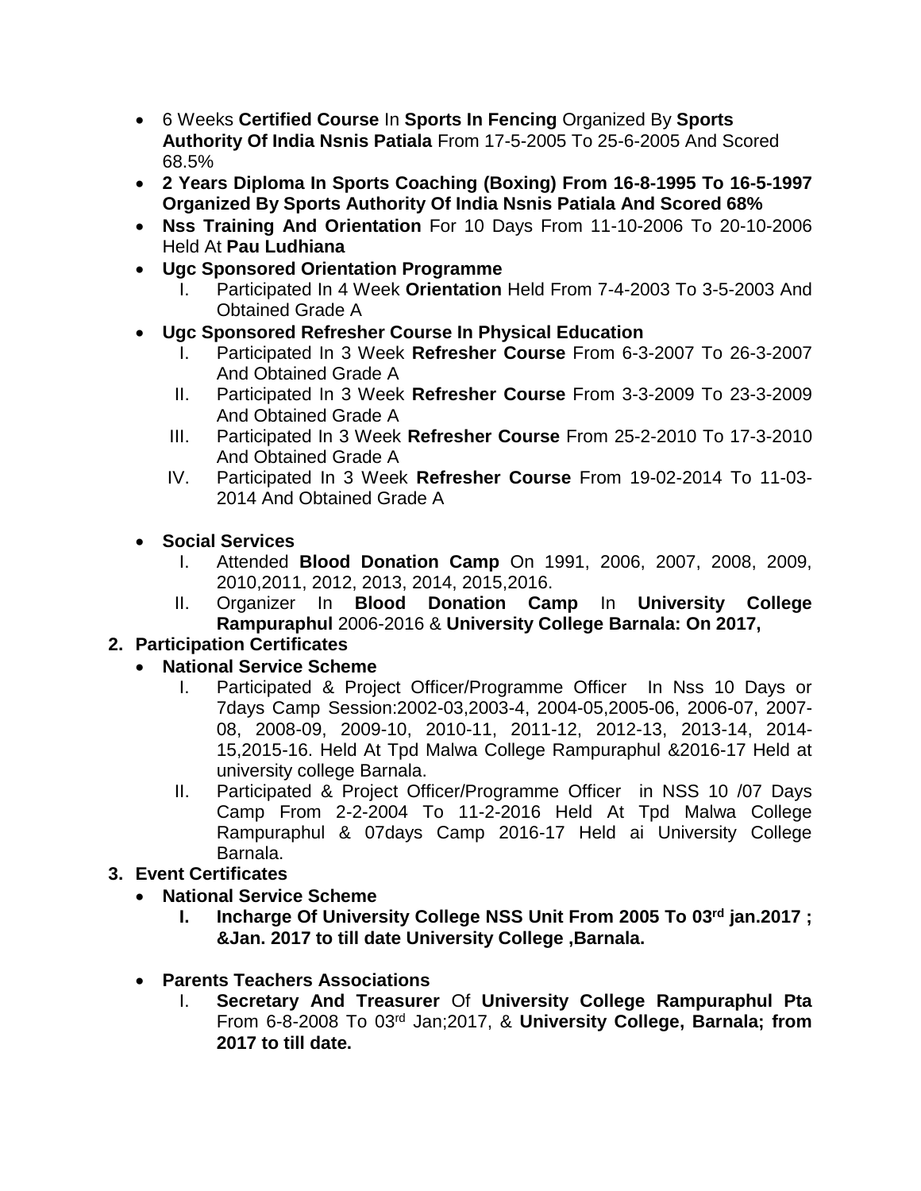- 6 Weeks **Certified Course** In **Sports In Fencing** Organized By **Sports Authority Of India Nsnis Patiala** From 17-5-2005 To 25-6-2005 And Scored 68.5%
- **2 Years Diploma In Sports Coaching (Boxing) From 16-8-1995 To 16-5-1997 Organized By Sports Authority Of India Nsnis Patiala And Scored 68%**
- **Nss Training And Orientation** For 10 Days From 11-10-2006 To 20-10-2006 Held At **Pau Ludhiana**
- **Ugc Sponsored Orientation Programme**
    I. Participated In 4 Week **Orientation** Held From 7-4-2003 To 3-5-2003 And Obtained Grade A
- **Ugc Sponsored Refresher Course In Physical Education**
    I. Participated In 3 Week **Refresher Course** From 6-3-2007 To 26-3-2007 And Obtained Grade A
    II. Participated In 3 Week **Refresher Course** From 3-3-2009 To 23-3-2009 And Obtained Grade A
    III. Participated In 3 Week **Refresher Course** From 25-2-2010 To 17-3-2010 And Obtained Grade A
    IV. Participated In 3 Week **Refresher Course** From 19-02-2014 To 11-03-2014 And Obtained Grade A

- **Social Services**
    I. Attended **Blood Donation Camp** On 1991, 2006, 2007, 2008, 2009, 2010,2011, 2012, 2013, 2014, 2015,2016.
    II. Organizer In **Blood Donation Camp** In **University College Rampuraphul** 2006-2016 & **University College Barnala: On 2017,**

**2. Participation Certificates**

- **National Service Scheme**
    I. Participated & Project Officer/Programme Officer In Nss 10 Days or 7days Camp Session:2002-03,2003-4, 2004-05,2005-06, 2006-07, 2007-08, 2008-09, 2009-10, 2010-11, 2011-12, 2012-13, 2013-14, 2014-15,2015-16. Held At Tpd Malwa College Rampuraphul &2016-17 Held at university college Barnala.
    II. Participated & Project Officer/Programme Officer in NSS 10 /07 Days Camp From 2-2-2004 To 11-2-2016 Held At Tpd Malwa College Rampuraphul & 07days Camp 2016-17 Held ai University College Barnala.

**3. Event Certificates**

- **National Service Scheme**
    **I. Incharge Of University College NSS Unit From 2005 To 03rd jan.2017 ; &Jan. 2017 to till date University College ,Barnala.**

- **Parents Teachers Associations**
    I. **Secretary And Treasurer** Of **University College Rampuraphul Pta** From 6-8-2008 To 03rd Jan;2017, & **University College, Barnala; from 2017 to till date.**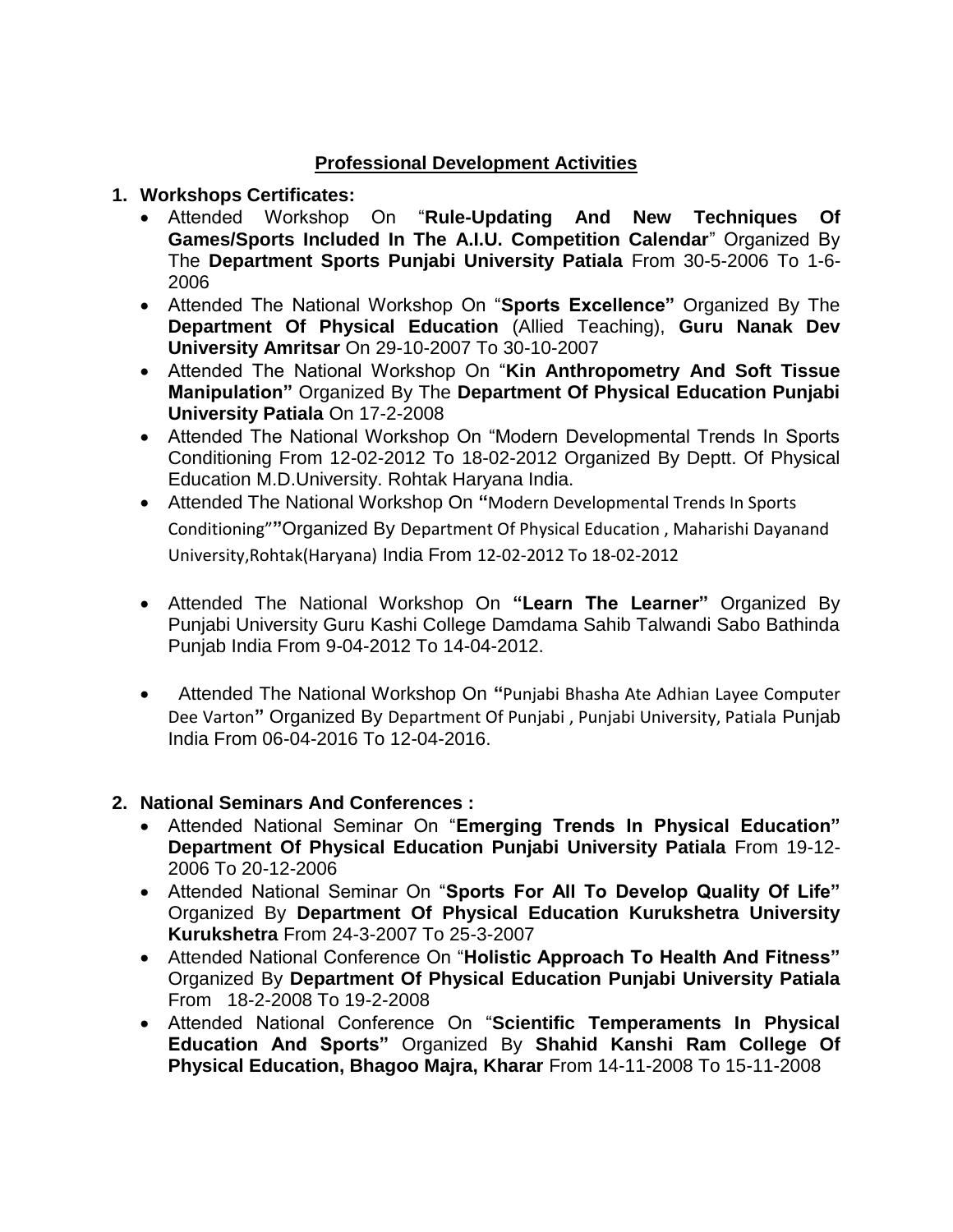## Professional Development Activities

1. **Workshops Certificates:**
   - Attended Workshop On "**Rule-Updating And New Techniques Of Games/Sports Included In The A.I.U. Competition Calendar**" Organized By The **Department Sports Punjabi University Patiala** From 30-5-2006 To 1-6-2006
   - Attended The National Workshop On "**Sports Excellence"** Organized By The **Department Of Physical Education** (Allied Teaching), **Guru Nanak Dev University Amritsar** On 29-10-2007 To 30-10-2007
   - Attended The National Workshop On "**Kin Anthropometry And Soft Tissue Manipulation"** Organized By The **Department Of Physical Education Punjabi University Patiala** On 17-2-2008
   - Attended The National Workshop On "Modern Developmental Trends In Sports Conditioning From 12-02-2012 To 18-02-2012 Organized By Deptt. Of Physical Education M.D.University. Rohtak Haryana India.
   - Attended The National Workshop On **"**Modern Developmental Trends In Sports Conditioning"**"**Organized By Department Of Physical Education , Maharishi Dayanand University,Rohtak(Haryana) India From 12-02-2012 To 18-02-2012
   - Attended The National Workshop On **"Learn The Learner"** Organized By Punjabi University Guru Kashi College Damdama Sahib Talwandi Sabo Bathinda Punjab India From 9-04-2012 To 14-04-2012.
   - Attended The National Workshop On **"**Punjabi Bhasha Ate Adhian Layee Computer Dee Varton**"** Organized By Department Of Punjabi , Punjabi University, Patiala Punjab India From 06-04-2016 To 12-04-2016.

2. **National Seminars And Conferences :**
   - Attended National Seminar On "**Emerging Trends In Physical Education" Department Of Physical Education Punjabi University Patiala** From 19-12-2006 To 20-12-2006
   - Attended National Seminar On "**Sports For All To Develop Quality Of Life"** Organized By **Department Of Physical Education Kurukshetra University Kurukshetra** From 24-3-2007 To 25-3-2007
   - Attended National Conference On "**Holistic Approach To Health And Fitness"** Organized By **Department Of Physical Education Punjabi University Patiala** From 18-2-2008 To 19-2-2008
   - Attended National Conference On "**Scientific Temperaments In Physical Education And Sports"** Organized By **Shahid Kanshi Ram College Of Physical Education, Bhagoo Majra, Kharar** From 14-11-2008 To 15-11-2008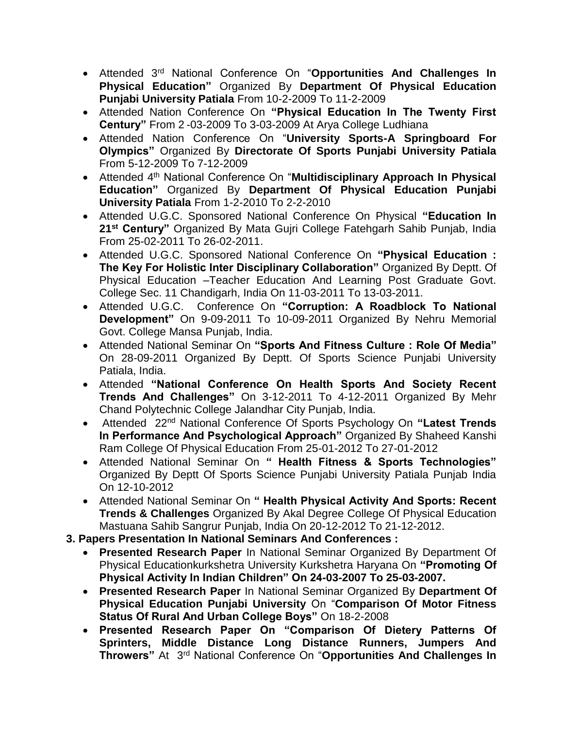- Attended 3rd National Conference On "**Opportunities And Challenges In Physical Education"** Organized By **Department Of Physical Education Punjabi University Patiala** From 10-2-2009 To 11-2-2009
- Attended Nation Conference On **"Physical Education In The Twenty First Century"** From 2 -03-2009 To 3-03-2009 At Arya College Ludhiana
- Attended Nation Conference On "**University Sports-A Springboard For Olympics"** Organized By **Directorate Of Sports Punjabi University Patiala** From 5-12-2009 To 7-12-2009
- Attended 4th National Conference On "**Multidisciplinary Approach In Physical Education"** Organized By **Department Of Physical Education Punjabi University Patiala** From 1-2-2010 To 2-2-2010
- Attended U.G.C. Sponsored National Conference On Physical **"Education In 21st Century"** Organized By Mata Gujri College Fatehgarh Sahib Punjab, India From 25-02-2011 To 26-02-2011.
- Attended U.G.C. Sponsored National Conference On **"Physical Education : The Key For Holistic Inter Disciplinary Collaboration"** Organized By Deptt. Of Physical Education –Teacher Education And Learning Post Graduate Govt. College Sec. 11 Chandigarh, India On 11-03-2011 To 13-03-2011.
- Attended U.G.C. Conference On **"Corruption: A Roadblock To National Development"** On 9-09-2011 To 10-09-2011 Organized By Nehru Memorial Govt. College Mansa Punjab, India.
- Attended National Seminar On **"Sports And Fitness Culture : Role Of Media"** On 28-09-2011 Organized By Deptt. Of Sports Science Punjabi University Patiala, India.
- Attended **"National Conference On Health Sports And Society Recent Trends And Challenges"** On 3-12-2011 To 4-12-2011 Organized By Mehr Chand Polytechnic College Jalandhar City Punjab, India.
- Attended 22nd National Conference Of Sports Psychology On **"Latest Trends In Performance And Psychological Approach"** Organized By Shaheed Kanshi Ram College Of Physical Education From 25-01-2012 To 27-01-2012
- Attended National Seminar On **" Health Fitness & Sports Technologies"** Organized By Deptt Of Sports Science Punjabi University Patiala Punjab India On 12-10-2012
- Attended National Seminar On **" Health Physical Activity And Sports: Recent Trends & Challenges** Organized By Akal Degree College Of Physical Education Mastuana Sahib Sangrur Punjab, India On 20-12-2012 To 21-12-2012.

**3. Papers Presentation In National Seminars And Conferences :**

- **Presented Research Paper** In National Seminar Organized By Department Of Physical Educationkurkshetra University Kurkshetra Haryana On **"Promoting Of Physical Activity In Indian Children" On 24-03-2007 To 25-03-2007.**
- **Presented Research Paper** In National Seminar Organized By **Department Of Physical Education Punjabi University** On "**Comparison Of Motor Fitness Status Of Rural And Urban College Boys"** On 18-2-2008
- **Presented Research Paper On "Comparison Of Dietery Patterns Of Sprinters, Middle Distance Long Distance Runners, Jumpers And Throwers"** At 3rd National Conference On "**Opportunities And Challenges In**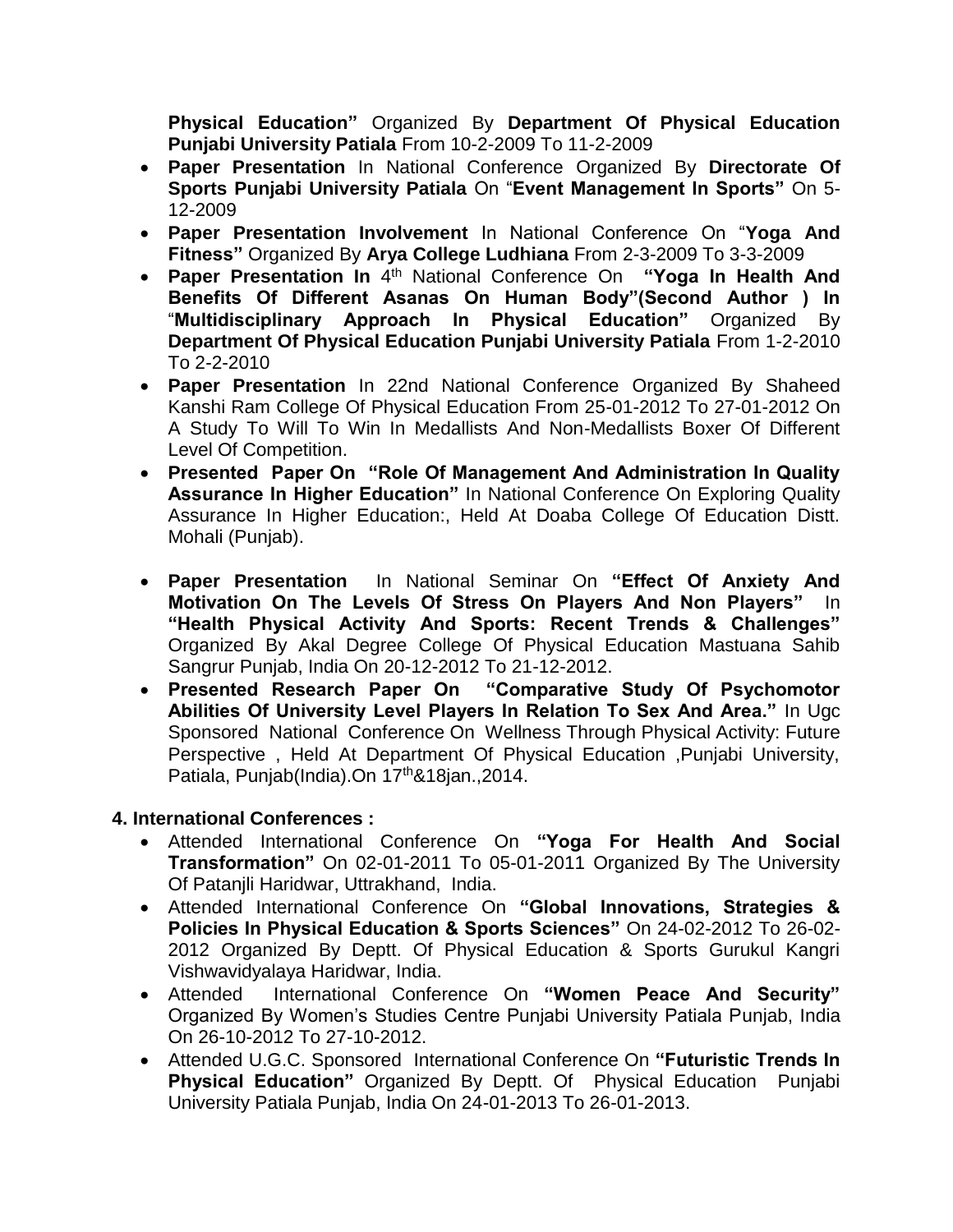**Physical Education"** Organized By **Department Of Physical Education Punjabi University Patiala** From 10-2-2009 To 11-2-2009

- **Paper Presentation** In National Conference Organized By **Directorate Of Sports Punjabi University Patiala** On "**Event Management In Sports"** On 5-12-2009
- **Paper Presentation Involvement** In National Conference On "**Yoga And Fitness"** Organized By **Arya College Ludhiana** From 2-3-2009 To 3-3-2009
- **Paper Presentation In** 4th National Conference On **"Yoga In Health And Benefits Of Different Asanas On Human Body"(Second Author ) In** "**Multidisciplinary Approach In Physical Education"** Organized By **Department Of Physical Education Punjabi University Patiala** From 1-2-2010 To 2-2-2010
- **Paper Presentation** In 22nd National Conference Organized By Shaheed Kanshi Ram College Of Physical Education From 25-01-2012 To 27-01-2012 On A Study To Will To Win In Medallists And Non-Medallists Boxer Of Different Level Of Competition.
- **Presented Paper On "Role Of Management And Administration In Quality Assurance In Higher Education"** In National Conference On Exploring Quality Assurance In Higher Education:, Held At Doaba College Of Education Distt. Mohali (Punjab).
- **Paper Presentation** In National Seminar On **"Effect Of Anxiety And Motivation On The Levels Of Stress On Players And Non Players"** In **"Health Physical Activity And Sports: Recent Trends & Challenges"** Organized By Akal Degree College Of Physical Education Mastuana Sahib Sangrur Punjab, India On 20-12-2012 To 21-12-2012.
- **Presented Research Paper On "Comparative Study Of Psychomotor Abilities Of University Level Players In Relation To Sex And Area."** In Ugc Sponsored National Conference On Wellness Through Physical Activity: Future Perspective , Held At Department Of Physical Education ,Punjabi University, Patiala, Punjab(India).On 17th&18jan.,2014.

**4. International Conferences :**

- Attended International Conference On **"Yoga For Health And Social Transformation"** On 02-01-2011 To 05-01-2011 Organized By The University Of Patanjli Haridwar, Uttrakhand, India.
- Attended International Conference On **"Global Innovations, Strategies & Policies In Physical Education & Sports Sciences"** On 24-02-2012 To 26-02-2012 Organized By Deptt. Of Physical Education & Sports Gurukul Kangri Vishwavidyalaya Haridwar, India.
- Attended International Conference On **"Women Peace And Security"** Organized By Women's Studies Centre Punjabi University Patiala Punjab, India On 26-10-2012 To 27-10-2012.
- Attended U.G.C. Sponsored International Conference On **"Futuristic Trends In Physical Education"** Organized By Deptt. Of Physical Education Punjabi University Patiala Punjab, India On 24-01-2013 To 26-01-2013.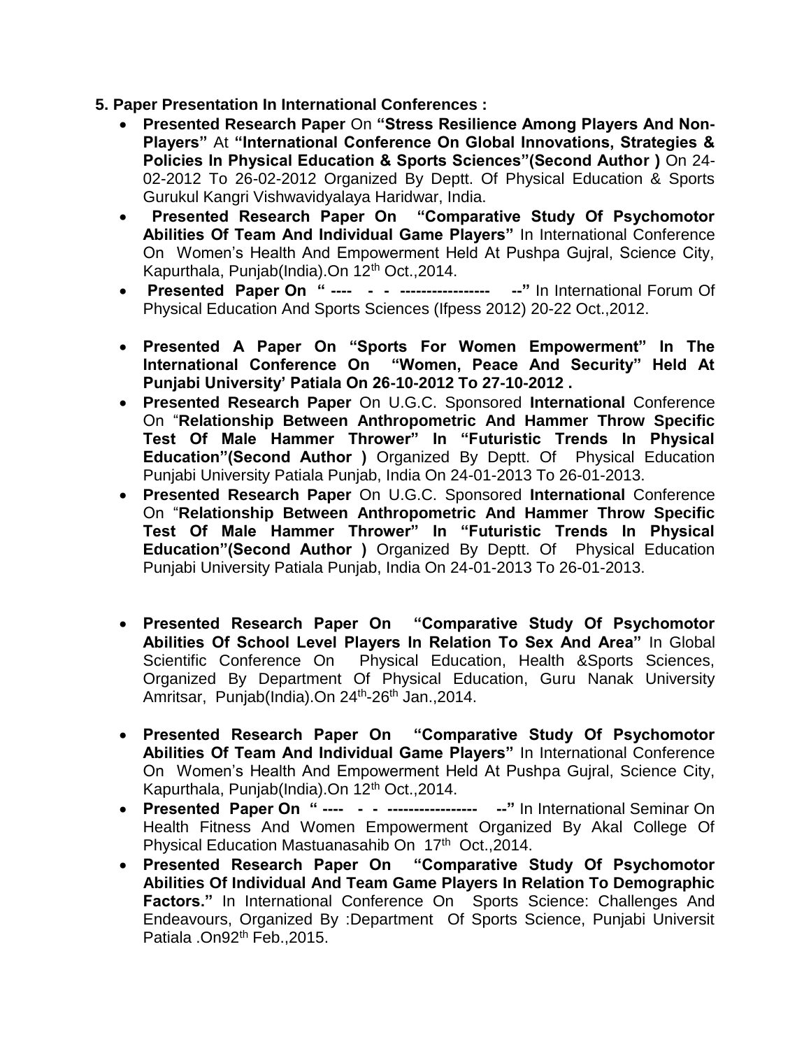**5. Paper Presentation In International Conferences :**

- **Presented Research Paper** On **"Stress Resilience Among Players And Non-Players"** At **"International Conference On Global Innovations, Strategies & Policies In Physical Education & Sports Sciences"(Second Author )** On 24-02-2012 To 26-02-2012 Organized By Deptt. Of Physical Education & Sports Gurukul Kangri Vishwavidyalaya Haridwar, India.
- **Presented Research Paper On "Comparative Study Of Psychomotor Abilities Of Team And Individual Game Players"** In International Conference On Women's Health And Empowerment Held At Pushpa Gujral, Science City, Kapurthala, Punjab(India).On 12th Oct.,2014.
- **Presented Paper On " ---- - - ----------------- --"** In International Forum Of Physical Education And Sports Sciences (Ifpess 2012) 20-22 Oct.,2012.
- **Presented A Paper On "Sports For Women Empowerment" In The International Conference On "Women, Peace And Security" Held At Punjabi University' Patiala On 26-10-2012 To 27-10-2012 .**
- **Presented Research Paper** On U.G.C. Sponsored **International** Conference On "**Relationship Between Anthropometric And Hammer Throw Specific Test Of Male Hammer Thrower" In "Futuristic Trends In Physical Education"(Second Author )** Organized By Deptt. Of Physical Education Punjabi University Patiala Punjab, India On 24-01-2013 To 26-01-2013.
- **Presented Research Paper** On U.G.C. Sponsored **International** Conference On "**Relationship Between Anthropometric And Hammer Throw Specific Test Of Male Hammer Thrower" In "Futuristic Trends In Physical Education"(Second Author )** Organized By Deptt. Of Physical Education Punjabi University Patiala Punjab, India On 24-01-2013 To 26-01-2013.
- **Presented Research Paper On "Comparative Study Of Psychomotor Abilities Of School Level Players In Relation To Sex And Area"** In Global Scientific Conference On Physical Education, Health &Sports Sciences, Organized By Department Of Physical Education, Guru Nanak University Amritsar, Punjab(India).On 24th-26th Jan.,2014.
- **Presented Research Paper On "Comparative Study Of Psychomotor Abilities Of Team And Individual Game Players"** In International Conference On Women's Health And Empowerment Held At Pushpa Gujral, Science City, Kapurthala, Punjab(India).On 12th Oct.,2014.
- **Presented Paper On " ---- - - ----------------- --"** In International Seminar On Health Fitness And Women Empowerment Organized By Akal College Of Physical Education Mastuanasahib On 17th Oct.,2014.
- **Presented Research Paper On "Comparative Study Of Psychomotor Abilities Of Individual And Team Game Players In Relation To Demographic Factors."** In International Conference On Sports Science: Challenges And Endeavours, Organized By :Department Of Sports Science, Punjabi Universit Patiala .On92th Feb.,2015.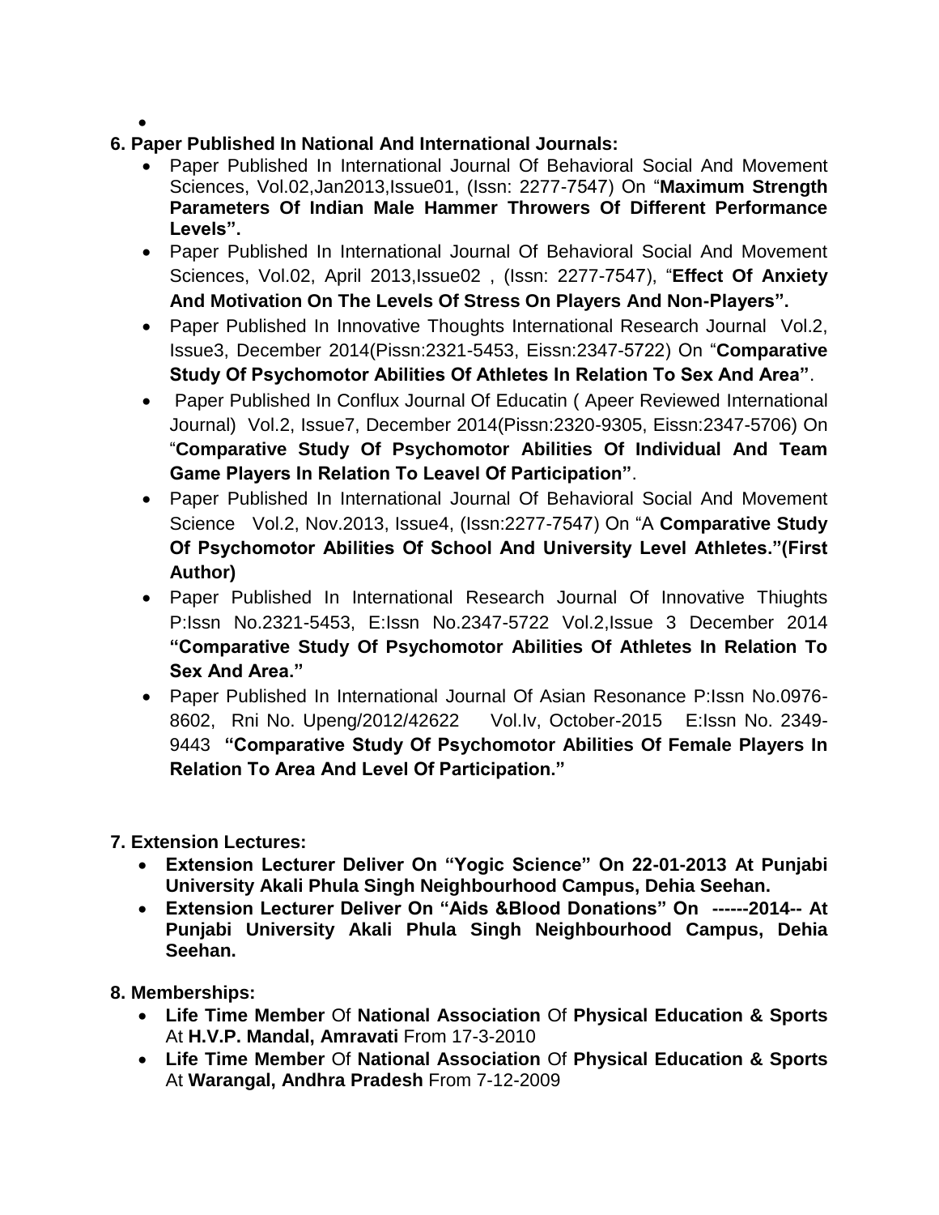## 6. Paper Published In National And International Journals:

- Paper Published In International Journal Of Behavioral Social And Movement Sciences, Vol.02,Jan2013,Issue01, (Issn: 2277-7547) On "**Maximum Strength Parameters Of Indian Male Hammer Throwers Of Different Performance Levels".**
- Paper Published In International Journal Of Behavioral Social And Movement Sciences, Vol.02, April 2013,Issue02 , (Issn: 2277-7547), "**Effect Of Anxiety And Motivation On The Levels Of Stress On Players And Non-Players".**
- Paper Published In Innovative Thoughts International Research Journal Vol.2, Issue3, December 2014(Pissn:2321-5453, Eissn:2347-5722) On "**Comparative Study Of Psychomotor Abilities Of Athletes In Relation To Sex And Area"**.
- Paper Published In Conflux Journal Of Educatin ( Apeer Reviewed International Journal) Vol.2, Issue7, December 2014(Pissn:2320-9305, Eissn:2347-5706) On "**Comparative Study Of Psychomotor Abilities Of Individual And Team Game Players In Relation To Leavel Of Participation"**.
- Paper Published In International Journal Of Behavioral Social And Movement Science Vol.2, Nov.2013, Issue4, (Issn:2277-7547) On "A **Comparative Study Of Psychomotor Abilities Of School And University Level Athletes."(First Author)**
- Paper Published In International Research Journal Of Innovative Thiughts P:Issn No.2321-5453, E:Issn No.2347-5722 Vol.2,Issue 3 December 2014 **"Comparative Study Of Psychomotor Abilities Of Athletes In Relation To Sex And Area."**
- Paper Published In International Journal Of Asian Resonance P:Issn No.0976-8602, Rni No. Upeng/2012/42622 Vol.Iv, October-2015 E:Issn No. 2349-9443 **"Comparative Study Of Psychomotor Abilities Of Female Players In Relation To Area And Level Of Participation."**

## 7. Extension Lectures:

- **Extension Lecturer Deliver On "Yogic Science" On 22-01-2013 At Punjabi University Akali Phula Singh Neighbourhood Campus, Dehia Seehan.**
- **Extension Lecturer Deliver On "Aids &Blood Donations" On ------2014-- At Punjabi University Akali Phula Singh Neighbourhood Campus, Dehia Seehan.**

## 8. Memberships:

- **Life Time Member** Of **National Association** Of **Physical Education & Sports** At **H.V.P. Mandal, Amravati** From 17-3-2010
- **Life Time Member** Of **National Association** Of **Physical Education & Sports** At **Warangal, Andhra Pradesh** From 7-12-2009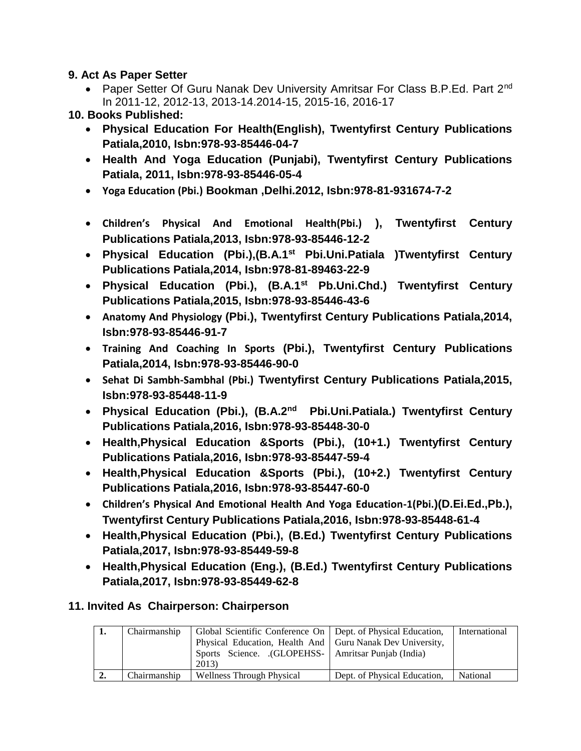**9. Act As Paper Setter**

- Paper Setter Of Guru Nanak Dev University Amritsar For Class B.P.Ed. Part 2nd In 2011-12, 2012-13, 2013-14.2014-15, 2015-16, 2016-17

**10. Books Published:**

- **Physical Education For Health(English), Twentyfirst Century Publications Patiala,2010, Isbn:978-93-85446-04-7**
- **Health And Yoga Education (Punjabi), Twentyfirst Century Publications Patiala, 2011, Isbn:978-93-85446-05-4**
- **Yoga Education (Pbi.) Bookman ,Delhi.2012, Isbn:978-81-931674-7-2**
- **Children's Physical And Emotional Health(Pbi.) ), Twentyfirst Century Publications Patiala,2013, Isbn:978-93-85446-12-2**
- **Physical Education (Pbi.),(B.A.1st Pbi.Uni.Patiala )Twentyfirst Century Publications Patiala,2014, Isbn:978-81-89463-22-9**
- **Physical Education (Pbi.), (B.A.1st Pb.Uni.Chd.) Twentyfirst Century Publications Patiala,2015, Isbn:978-93-85446-43-6**
- **Anatomy And Physiology (Pbi.), Twentyfirst Century Publications Patiala,2014, Isbn:978-93-85446-91-7**
- **Training And Coaching In Sports (Pbi.), Twentyfirst Century Publications Patiala,2014, Isbn:978-93-85446-90-0**
- **Sehat Di Sambh-Sambhal (Pbi.) Twentyfirst Century Publications Patiala,2015, Isbn:978-93-85448-11-9**
- **Physical Education (Pbi.), (B.A.2nd Pbi.Uni.Patiala.) Twentyfirst Century Publications Patiala,2016, Isbn:978-93-85448-30-0**
- **Health,Physical Education &Sports (Pbi.), (10+1.) Twentyfirst Century Publications Patiala,2016, Isbn:978-93-85447-59-4**
- **Health,Physical Education &Sports (Pbi.), (10+2.) Twentyfirst Century Publications Patiala,2016, Isbn:978-93-85447-60-0**
- **Children's Physical And Emotional Health And Yoga Education-1(Pbi.)(D.Ei.Ed.,Pb.), Twentyfirst Century Publications Patiala,2016, Isbn:978-93-85448-61-4**
- **Health,Physical Education (Pbi.), (B.Ed.) Twentyfirst Century Publications Patiala,2017, Isbn:978-93-85449-59-8**
- **Health,Physical Education (Eng.), (B.Ed.) Twentyfirst Century Publications Patiala,2017, Isbn:978-93-85449-62-8**

**11. Invited As Chairperson: Chairperson**

| | | | | |
|---|---|---|---|---|
| **1.** | Chairmanship | Global Scientific Conference On Physical Education, Health And Sports Science. .(GLOPEHSS-2013) | Dept. of Physical Education, Guru Nanak Dev University, Amritsar Punjab (India) | International |
| **2.** | Chairmanship | Wellness Through Physical | Dept. of Physical Education, | National |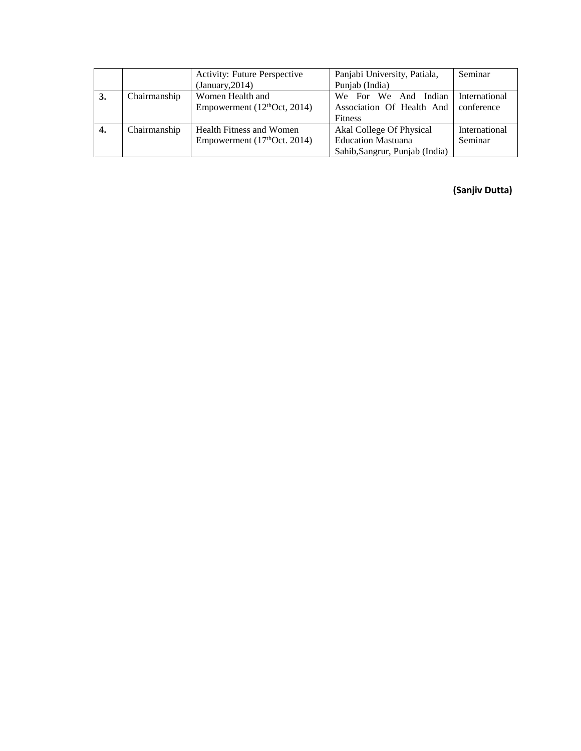| | | | | |
|---|---|---|---|---|
| | | Activity: Future Perspective (January,2014) | Panjabi University, Patiala, Punjab (India) | Seminar |
| **3.** | Chairmanship | Women Health and Empowerment (12thOct, 2014) | We For We And Indian Association Of Health And Fitness | International conference |
| **4.** | Chairmanship | Health Fitness and Women Empowerment (17thOct. 2014) | Akal College Of Physical Education Mastuana Sahib,Sangrur, Punjab (India) | International Seminar |

**(Sanjiv Dutta)**